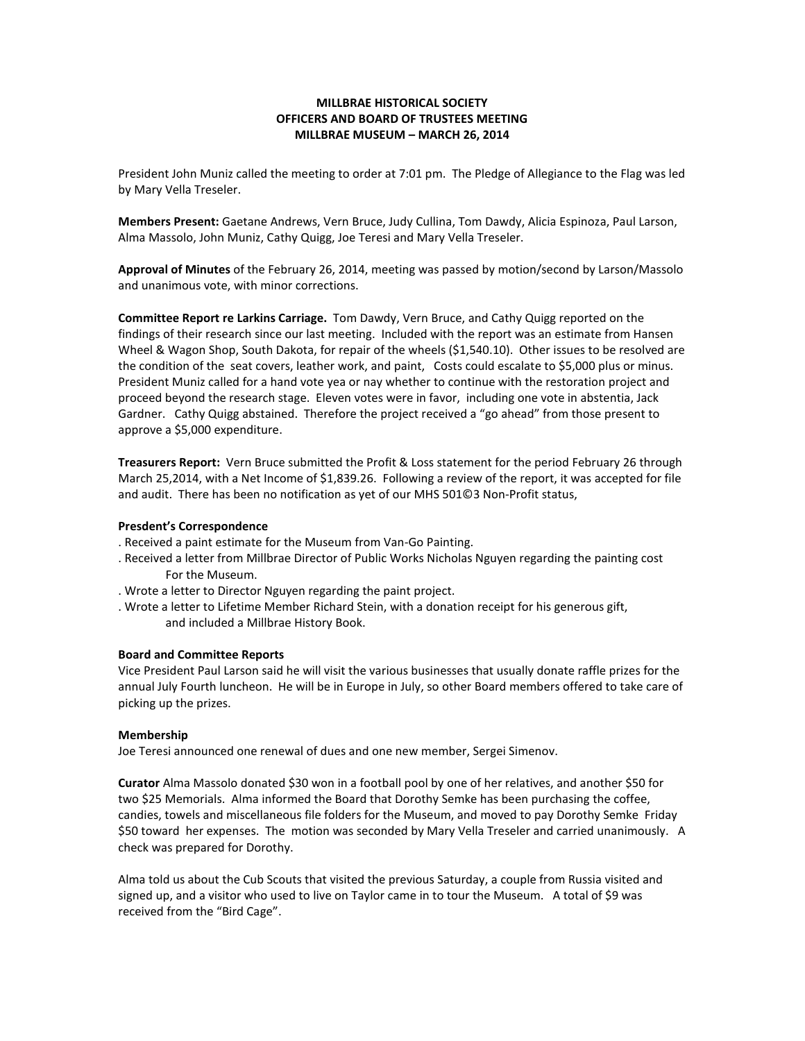**MILLBRAE HISTORICAL SOCIETY**
**OFFICERS AND BOARD OF TRUSTEES MEETING**
**MILLBRAE MUSEUM – MARCH 26, 2014**

President John Muniz called the meeting to order at 7:01 pm. The Pledge of Allegiance to the Flag was led by Mary Vella Treseler.

**Members Present:** Gaetane Andrews, Vern Bruce, Judy Cullina, Tom Dawdy, Alicia Espinoza, Paul Larson, Alma Massolo, John Muniz, Cathy Quigg, Joe Teresi and Mary Vella Treseler.

**Approval of Minutes** of the February 26, 2014, meeting was passed by motion/second by Larson/Massolo and unanimous vote, with minor corrections.

**Committee Report re Larkins Carriage.** Tom Dawdy, Vern Bruce, and Cathy Quigg reported on the findings of their research since our last meeting. Included with the report was an estimate from Hansen Wheel & Wagon Shop, South Dakota, for repair of the wheels ($1,540.10). Other issues to be resolved are the condition of the seat covers, leather work, and paint, Costs could escalate to $5,000 plus or minus. President Muniz called for a hand vote yea or nay whether to continue with the restoration project and proceed beyond the research stage. Eleven votes were in favor, including one vote in abstentia, Jack Gardner. Cathy Quigg abstained. Therefore the project received a "go ahead" from those present to approve a $5,000 expenditure.

**Treasurers Report:** Vern Bruce submitted the Profit & Loss statement for the period February 26 through March 25,2014, with a Net Income of $1,839.26. Following a review of the report, it was accepted for file and audit. There has been no notification as yet of our MHS 501©3 Non-Profit status,

**Presdent's Correspondence**

. Received a paint estimate for the Museum from Van-Go Painting.
. Received a letter from Millbrae Director of Public Works Nicholas Nguyen regarding the painting cost For the Museum.
. Wrote a letter to Director Nguyen regarding the paint project.
. Wrote a letter to Lifetime Member Richard Stein, with a donation receipt for his generous gift, and included a Millbrae History Book.

**Board and Committee Reports**

Vice President Paul Larson said he will visit the various businesses that usually donate raffle prizes for the annual July Fourth luncheon. He will be in Europe in July, so other Board members offered to take care of picking up the prizes.

**Membership**

Joe Teresi announced one renewal of dues and one new member, Sergei Simenov.

**Curator** Alma Massolo donated $30 won in a football pool by one of her relatives, and another $50 for two $25 Memorials. Alma informed the Board that Dorothy Semke has been purchasing the coffee, candies, towels and miscellaneous file folders for the Museum, and moved to pay Dorothy Semke Friday $50 toward her expenses. The motion was seconded by Mary Vella Treseler and carried unanimously. A check was prepared for Dorothy.

Alma told us about the Cub Scouts that visited the previous Saturday, a couple from Russia visited and signed up, and a visitor who used to live on Taylor came in to tour the Museum. A total of $9 was received from the "Bird Cage".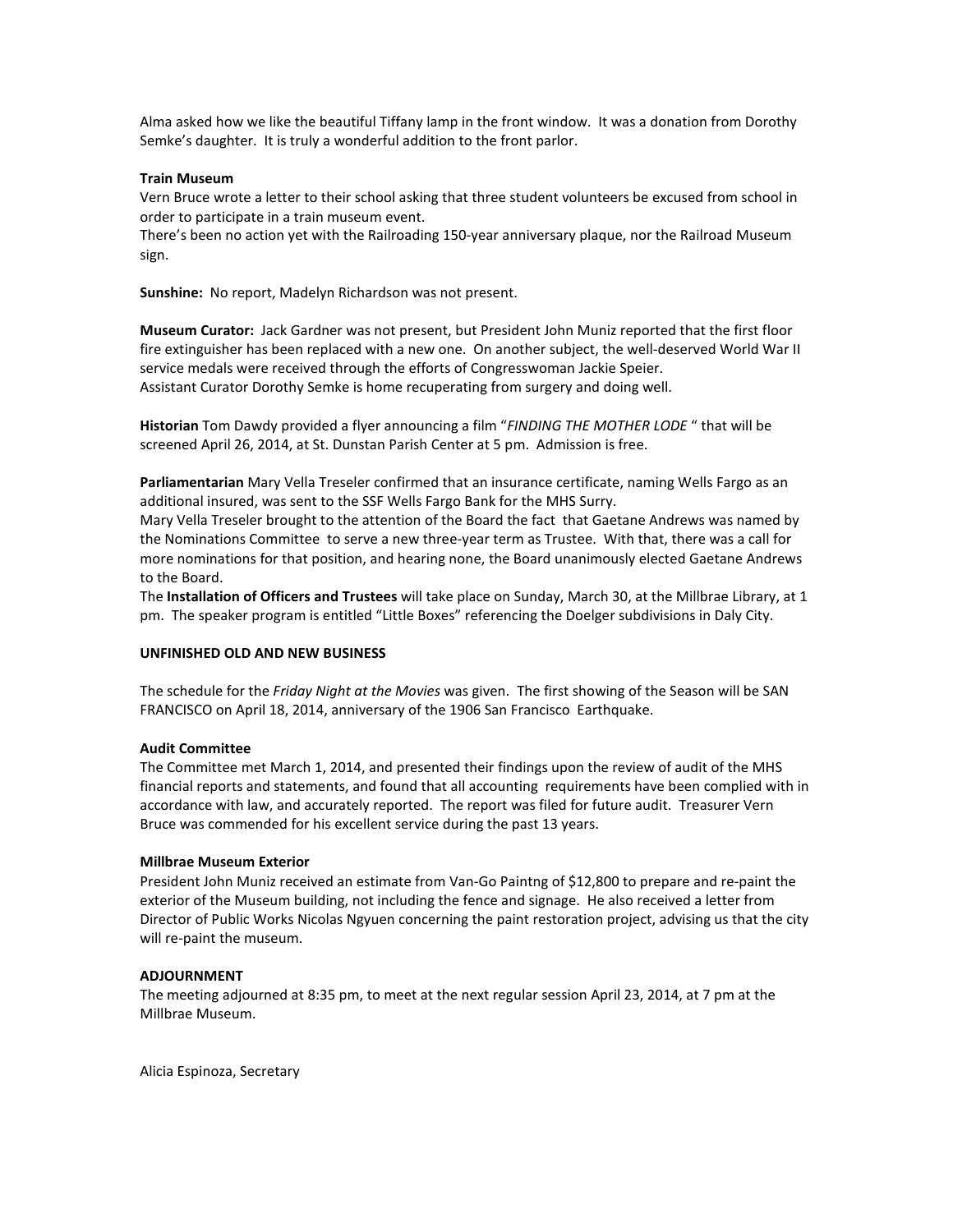Alma asked how we like the beautiful Tiffany lamp in the front window. It was a donation from Dorothy Semke's daughter. It is truly a wonderful addition to the front parlor.

**Train Museum**
Vern Bruce wrote a letter to their school asking that three student volunteers be excused from school in order to participate in a train museum event.
There's been no action yet with the Railroading 150-year anniversary plaque, nor the Railroad Museum sign.

**Sunshine:** No report, Madelyn Richardson was not present.

**Museum Curator:** Jack Gardner was not present, but President John Muniz reported that the first floor fire extinguisher has been replaced with a new one. On another subject, the well-deserved World War II service medals were received through the efforts of Congresswoman Jackie Speier.
Assistant Curator Dorothy Semke is home recuperating from surgery and doing well.

**Historian** Tom Dawdy provided a flyer announcing a film "*FINDING THE MOTHER LODE* " that will be screened April 26, 2014, at St. Dunstan Parish Center at 5 pm. Admission is free.

**Parliamentarian** Mary Vella Treseler confirmed that an insurance certificate, naming Wells Fargo as an additional insured, was sent to the SSF Wells Fargo Bank for the MHS Surry.
Mary Vella Treseler brought to the attention of the Board the fact that Gaetane Andrews was named by the Nominations Committee to serve a new three-year term as Trustee. With that, there was a call for more nominations for that position, and hearing none, the Board unanimously elected Gaetane Andrews to the Board.
The **Installation of Officers and Trustees** will take place on Sunday, March 30, at the Millbrae Library, at 1 pm. The speaker program is entitled "Little Boxes" referencing the Doelger subdivisions in Daly City.

**UNFINISHED OLD AND NEW BUSINESS**

The schedule for the *Friday Night at the Movies* was given. The first showing of the Season will be SAN FRANCISCO on April 18, 2014, anniversary of the 1906 San Francisco Earthquake.

**Audit Committee**
The Committee met March 1, 2014, and presented their findings upon the review of audit of the MHS financial reports and statements, and found that all accounting requirements have been complied with in accordance with law, and accurately reported. The report was filed for future audit. Treasurer Vern Bruce was commended for his excellent service during the past 13 years.

**Millbrae Museum Exterior**
President John Muniz received an estimate from Van-Go Paintng of $12,800 to prepare and re-paint the exterior of the Museum building, not including the fence and signage. He also received a letter from Director of Public Works Nicolas Ngyuen concerning the paint restoration project, advising us that the city will re-paint the museum.

**ADJOURNMENT**
The meeting adjourned at 8:35 pm, to meet at the next regular session April 23, 2014, at 7 pm at the Millbrae Museum.

Alicia Espinoza, Secretary